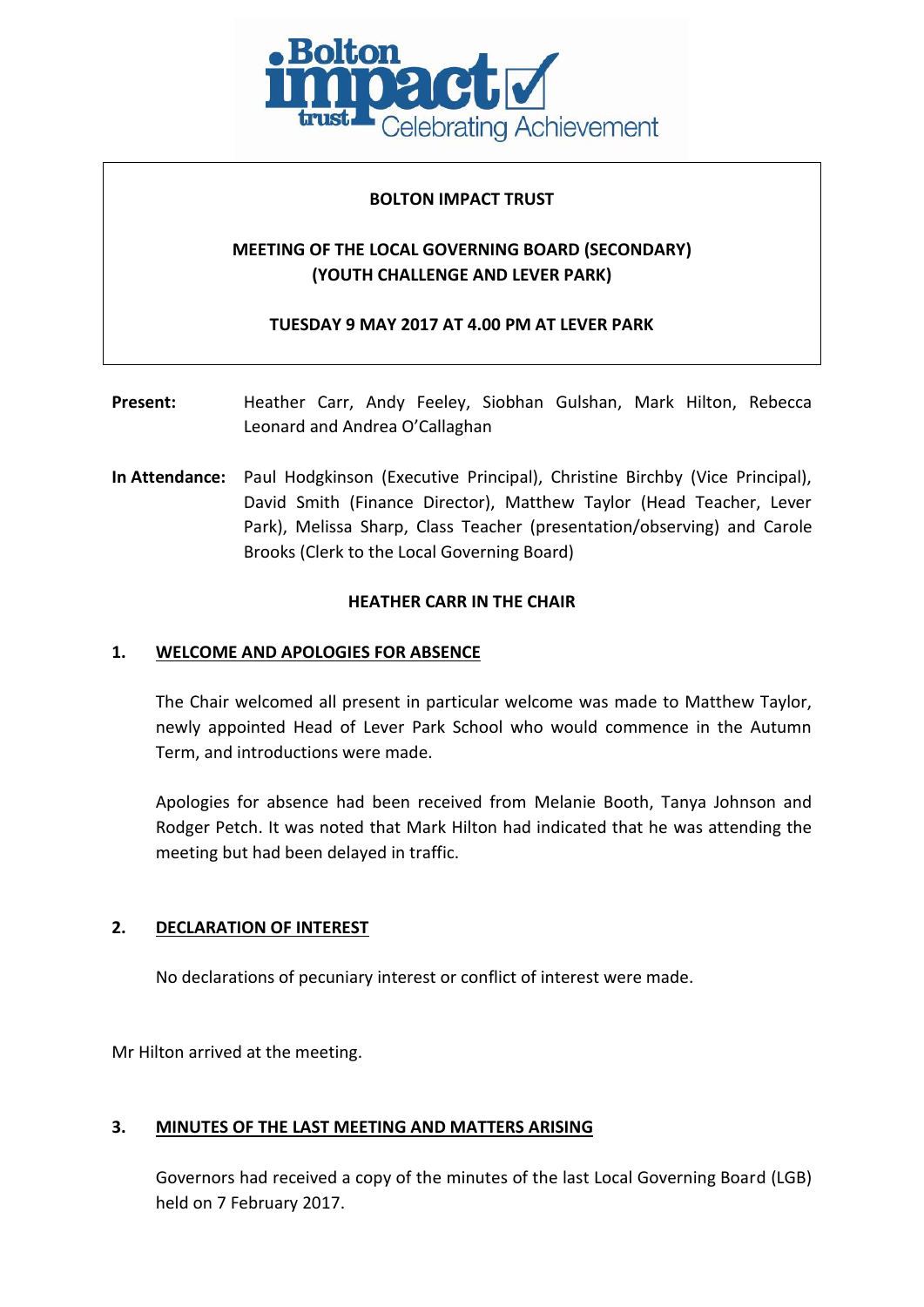**BOLTON IMPACT TRUST**

**MEETING OF THE LOCAL GOVERNING BOARD (SECONDARY) (YOUTH CHALLENGE AND LEVER PARK)**

**TUESDAY 9 MAY 2017 AT 4.00 PM AT LEVER PARK**

**Present:** Heather Carr, Andy Feeley, Siobhan Gulshan, Mark Hilton, Rebecca Leonard and Andrea O'Callaghan

**In Attendance:** Paul Hodgkinson (Executive Principal), Christine Birchby (Vice Principal), David Smith (Finance Director), Matthew Taylor (Head Teacher, Lever Park), Melissa Sharp, Class Teacher (presentation/observing) and Carole Brooks (Clerk to the Local Governing Board)

**HEATHER CARR IN THE CHAIR**

## 1. WELCOME AND APOLOGIES FOR ABSENCE

The Chair welcomed all present in particular welcome was made to Matthew Taylor, newly appointed Head of Lever Park School who would commence in the Autumn Term, and introductions were made.

Apologies for absence had been received from Melanie Booth, Tanya Johnson and Rodger Petch. It was noted that Mark Hilton had indicated that he was attending the meeting but had been delayed in traffic.

## 2. DECLARATION OF INTEREST

No declarations of pecuniary interest or conflict of interest were made.

Mr Hilton arrived at the meeting.

## 3. MINUTES OF THE LAST MEETING AND MATTERS ARISING

Governors had received a copy of the minutes of the last Local Governing Board (LGB) held on 7 February 2017.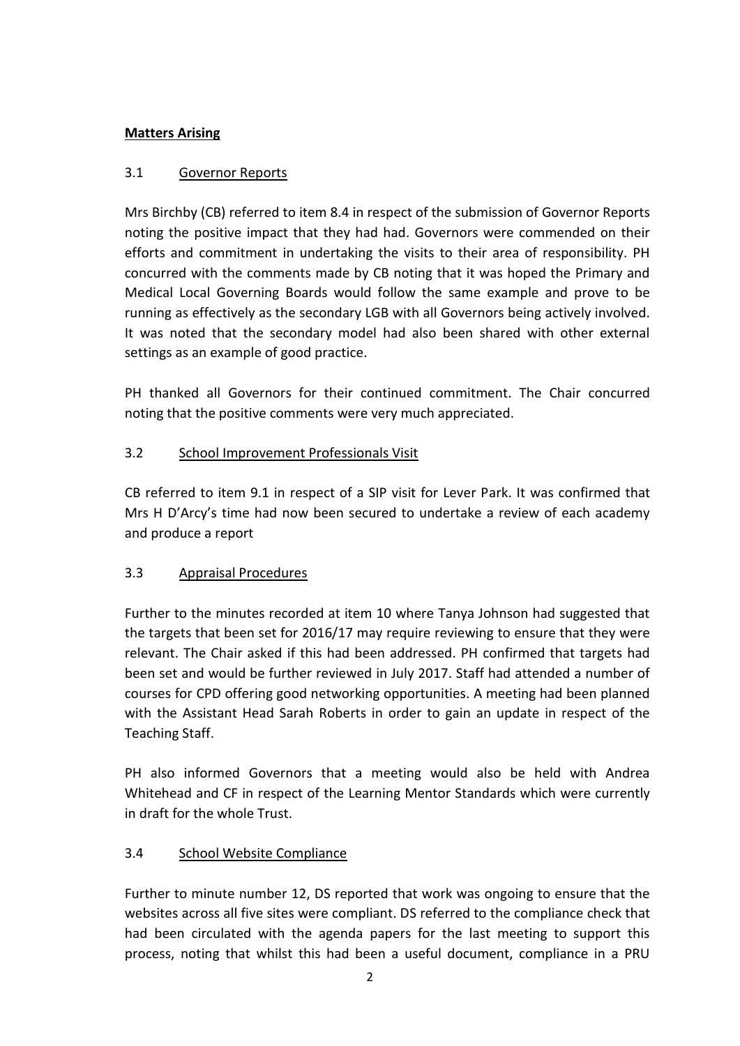## Matters Arising

### 3.1 Governor Reports

Mrs Birchby (CB) referred to item 8.4 in respect of the submission of Governor Reports noting the positive impact that they had had. Governors were commended on their efforts and commitment in undertaking the visits to their area of responsibility. PH concurred with the comments made by CB noting that it was hoped the Primary and Medical Local Governing Boards would follow the same example and prove to be running as effectively as the secondary LGB with all Governors being actively involved. It was noted that the secondary model had also been shared with other external settings as an example of good practice.

PH thanked all Governors for their continued commitment. The Chair concurred noting that the positive comments were very much appreciated.

### 3.2 School Improvement Professionals Visit

CB referred to item 9.1 in respect of a SIP visit for Lever Park. It was confirmed that Mrs H D'Arcy's time had now been secured to undertake a review of each academy and produce a report

### 3.3 Appraisal Procedures

Further to the minutes recorded at item 10 where Tanya Johnson had suggested that the targets that been set for 2016/17 may require reviewing to ensure that they were relevant. The Chair asked if this had been addressed. PH confirmed that targets had been set and would be further reviewed in July 2017. Staff had attended a number of courses for CPD offering good networking opportunities. A meeting had been planned with the Assistant Head Sarah Roberts in order to gain an update in respect of the Teaching Staff.

PH also informed Governors that a meeting would also be held with Andrea Whitehead and CF in respect of the Learning Mentor Standards which were currently in draft for the whole Trust.

### 3.4 School Website Compliance

Further to minute number 12, DS reported that work was ongoing to ensure that the websites across all five sites were compliant. DS referred to the compliance check that had been circulated with the agenda papers for the last meeting to support this process, noting that whilst this had been a useful document, compliance in a PRU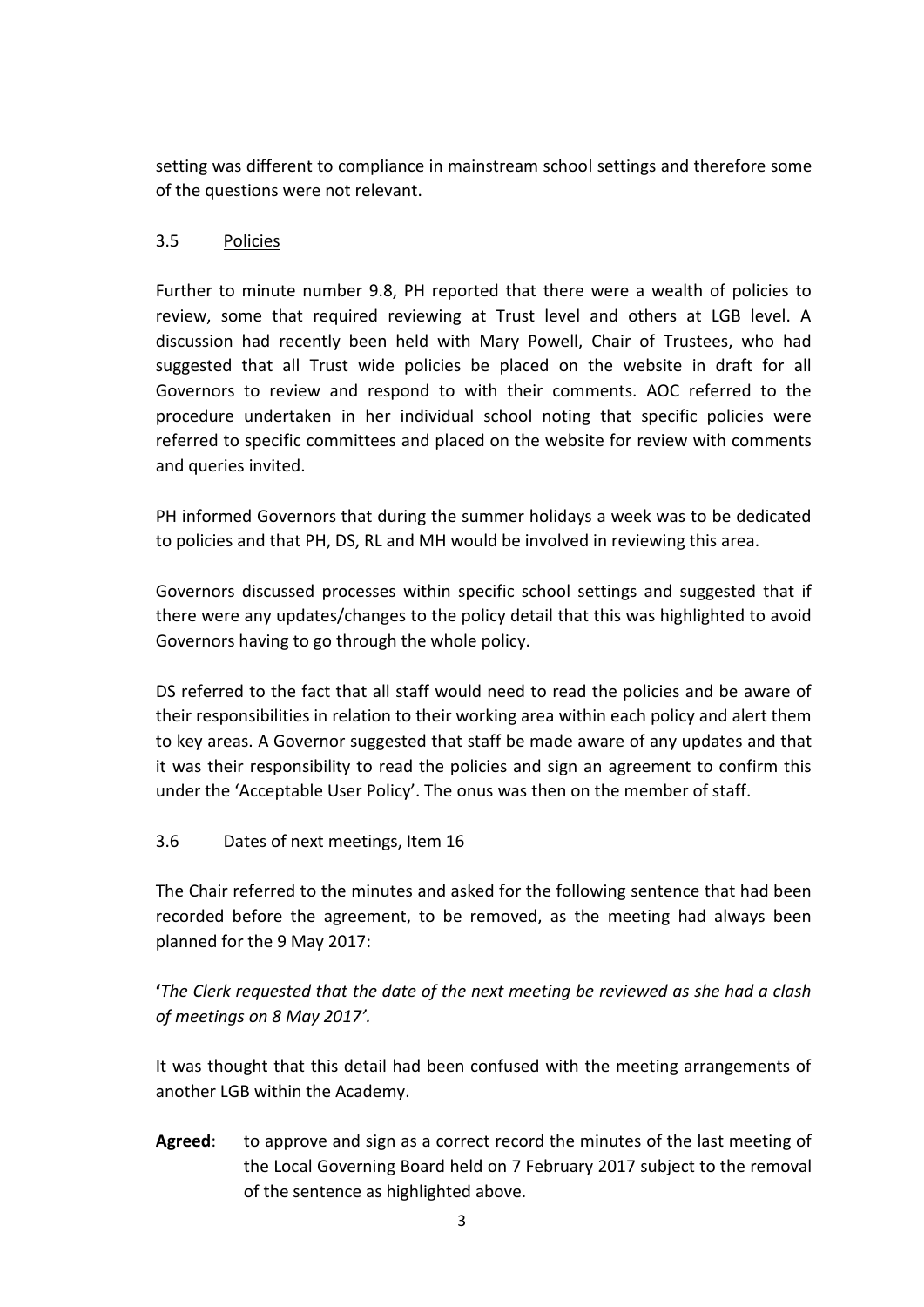setting was different to compliance in mainstream school settings and therefore some of the questions were not relevant.

3.5 Policies

Further to minute number 9.8, PH reported that there were a wealth of policies to review, some that required reviewing at Trust level and others at LGB level. A discussion had recently been held with Mary Powell, Chair of Trustees, who had suggested that all Trust wide policies be placed on the website in draft for all Governors to review and respond to with their comments. AOC referred to the procedure undertaken in her individual school noting that specific policies were referred to specific committees and placed on the website for review with comments and queries invited.

PH informed Governors that during the summer holidays a week was to be dedicated to policies and that PH, DS, RL and MH would be involved in reviewing this area.

Governors discussed processes within specific school settings and suggested that if there were any updates/changes to the policy detail that this was highlighted to avoid Governors having to go through the whole policy.

DS referred to the fact that all staff would need to read the policies and be aware of their responsibilities in relation to their working area within each policy and alert them to key areas. A Governor suggested that staff be made aware of any updates and that it was their responsibility to read the policies and sign an agreement to confirm this under the 'Acceptable User Policy'. The onus was then on the member of staff.

3.6 Dates of next meetings, Item 16

The Chair referred to the minutes and asked for the following sentence that had been recorded before the agreement, to be removed, as the meeting had always been planned for the 9 May 2017:

*'The Clerk requested that the date of the next meeting be reviewed as she had a clash of meetings on 8 May 2017'.*

It was thought that this detail had been confused with the meeting arrangements of another LGB within the Academy.

**Agreed**: to approve and sign as a correct record the minutes of the last meeting of the Local Governing Board held on 7 February 2017 subject to the removal of the sentence as highlighted above.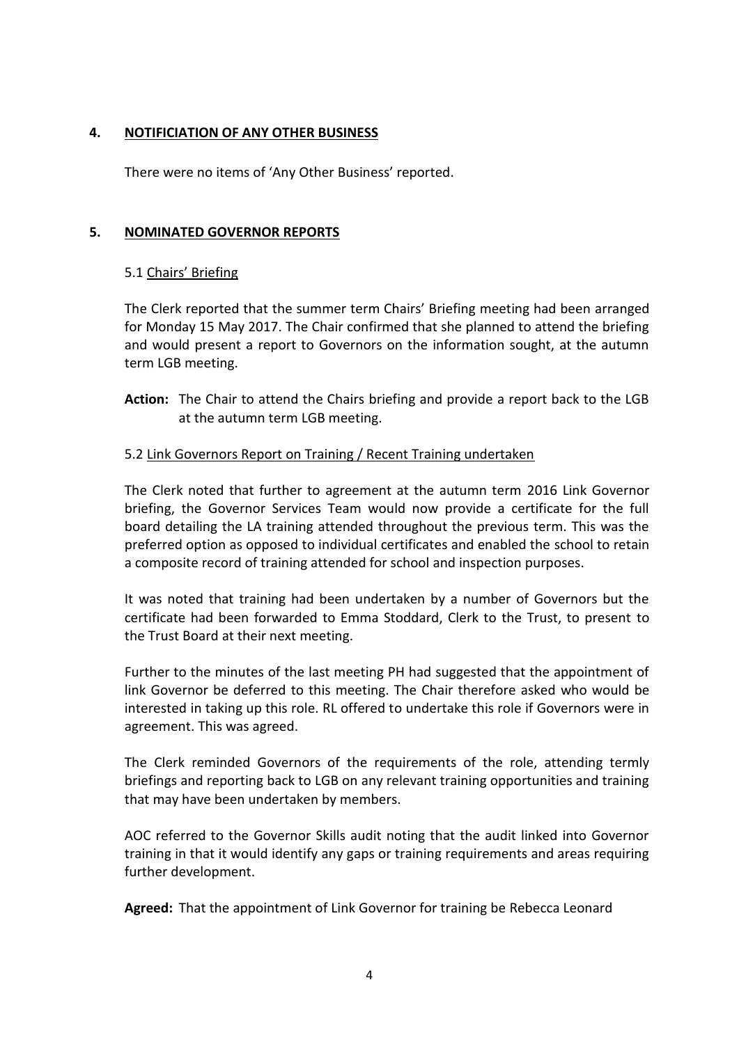## 4. NOTIFICIATION OF ANY OTHER BUSINESS

There were no items of 'Any Other Business' reported.

## 5. NOMINATED GOVERNOR REPORTS

### 5.1 Chairs' Briefing

The Clerk reported that the summer term Chairs' Briefing meeting had been arranged for Monday 15 May 2017. The Chair confirmed that she planned to attend the briefing and would present a report to Governors on the information sought, at the autumn term LGB meeting.

**Action:** The Chair to attend the Chairs briefing and provide a report back to the LGB at the autumn term LGB meeting.

### 5.2 Link Governors Report on Training / Recent Training undertaken

The Clerk noted that further to agreement at the autumn term 2016 Link Governor briefing, the Governor Services Team would now provide a certificate for the full board detailing the LA training attended throughout the previous term. This was the preferred option as opposed to individual certificates and enabled the school to retain a composite record of training attended for school and inspection purposes.

It was noted that training had been undertaken by a number of Governors but the certificate had been forwarded to Emma Stoddard, Clerk to the Trust, to present to the Trust Board at their next meeting.

Further to the minutes of the last meeting PH had suggested that the appointment of link Governor be deferred to this meeting. The Chair therefore asked who would be interested in taking up this role. RL offered to undertake this role if Governors were in agreement. This was agreed.

The Clerk reminded Governors of the requirements of the role, attending termly briefings and reporting back to LGB on any relevant training opportunities and training that may have been undertaken by members.

AOC referred to the Governor Skills audit noting that the audit linked into Governor training in that it would identify any gaps or training requirements and areas requiring further development.

**Agreed:** That the appointment of Link Governor for training be Rebecca Leonard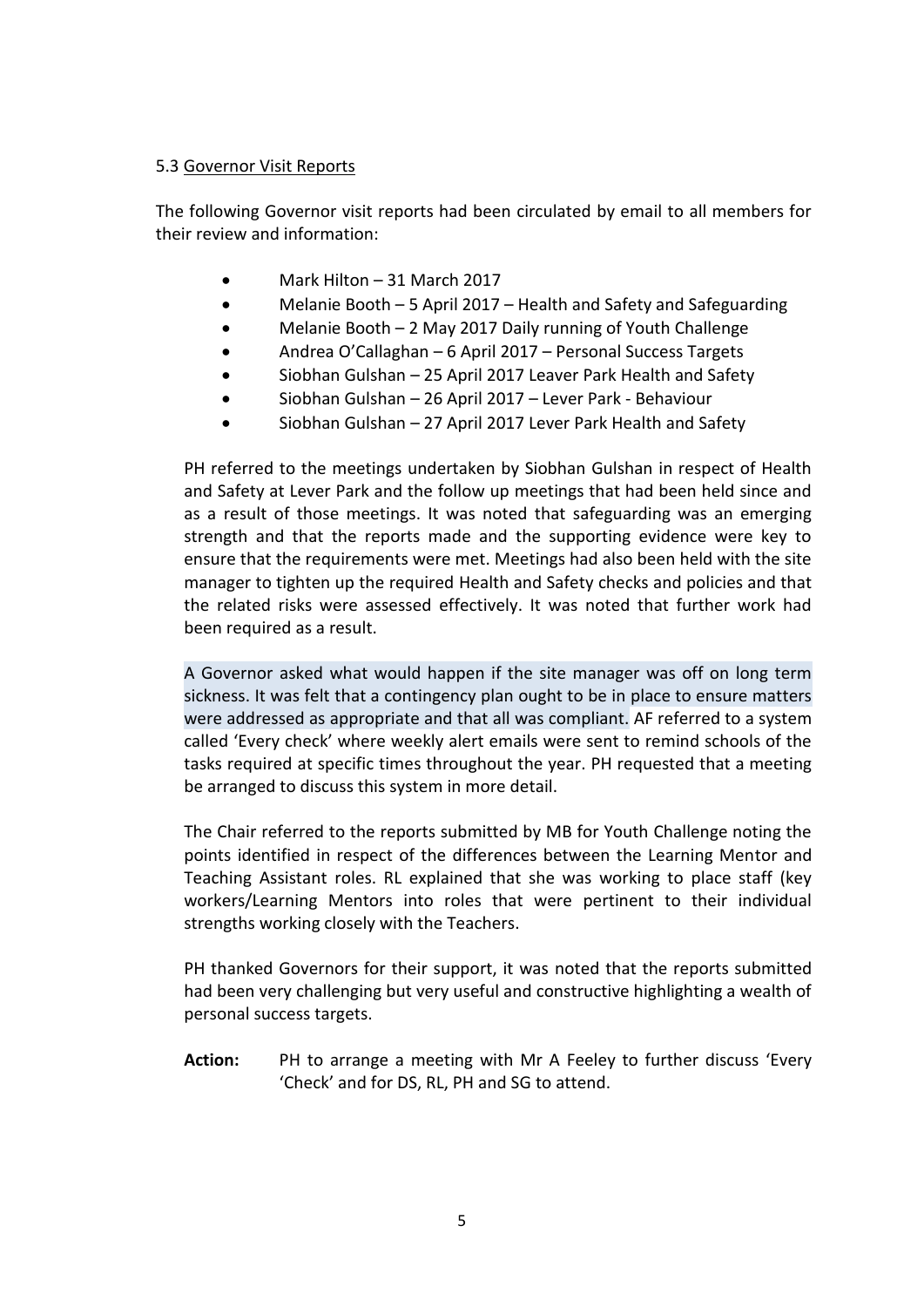5.3 Governor Visit Reports

The following Governor visit reports had been circulated by email to all members for their review and information:

- Mark Hilton – 31 March 2017
- Melanie Booth – 5 April 2017 – Health and Safety and Safeguarding
- Melanie Booth – 2 May 2017 Daily running of Youth Challenge
- Andrea O'Callaghan – 6 April 2017 – Personal Success Targets
- Siobhan Gulshan – 25 April 2017 Leaver Park Health and Safety
- Siobhan Gulshan – 26 April 2017 – Lever Park - Behaviour
- Siobhan Gulshan – 27 April 2017 Lever Park Health and Safety

PH referred to the meetings undertaken by Siobhan Gulshan in respect of Health and Safety at Lever Park and the follow up meetings that had been held since and as a result of those meetings. It was noted that safeguarding was an emerging strength and that the reports made and the supporting evidence were key to ensure that the requirements were met. Meetings had also been held with the site manager to tighten up the required Health and Safety checks and policies and that the related risks were assessed effectively. It was noted that further work had been required as a result.

A Governor asked what would happen if the site manager was off on long term sickness. It was felt that a contingency plan ought to be in place to ensure matters were addressed as appropriate and that all was compliant. AF referred to a system called 'Every check' where weekly alert emails were sent to remind schools of the tasks required at specific times throughout the year. PH requested that a meeting be arranged to discuss this system in more detail.

The Chair referred to the reports submitted by MB for Youth Challenge noting the points identified in respect of the differences between the Learning Mentor and Teaching Assistant roles. RL explained that she was working to place staff (key workers/Learning Mentors into roles that were pertinent to their individual strengths working closely with the Teachers.

PH thanked Governors for their support, it was noted that the reports submitted had been very challenging but very useful and constructive highlighting a wealth of personal success targets.

**Action:** PH to arrange a meeting with Mr A Feeley to further discuss 'Every 'Check' and for DS, RL, PH and SG to attend.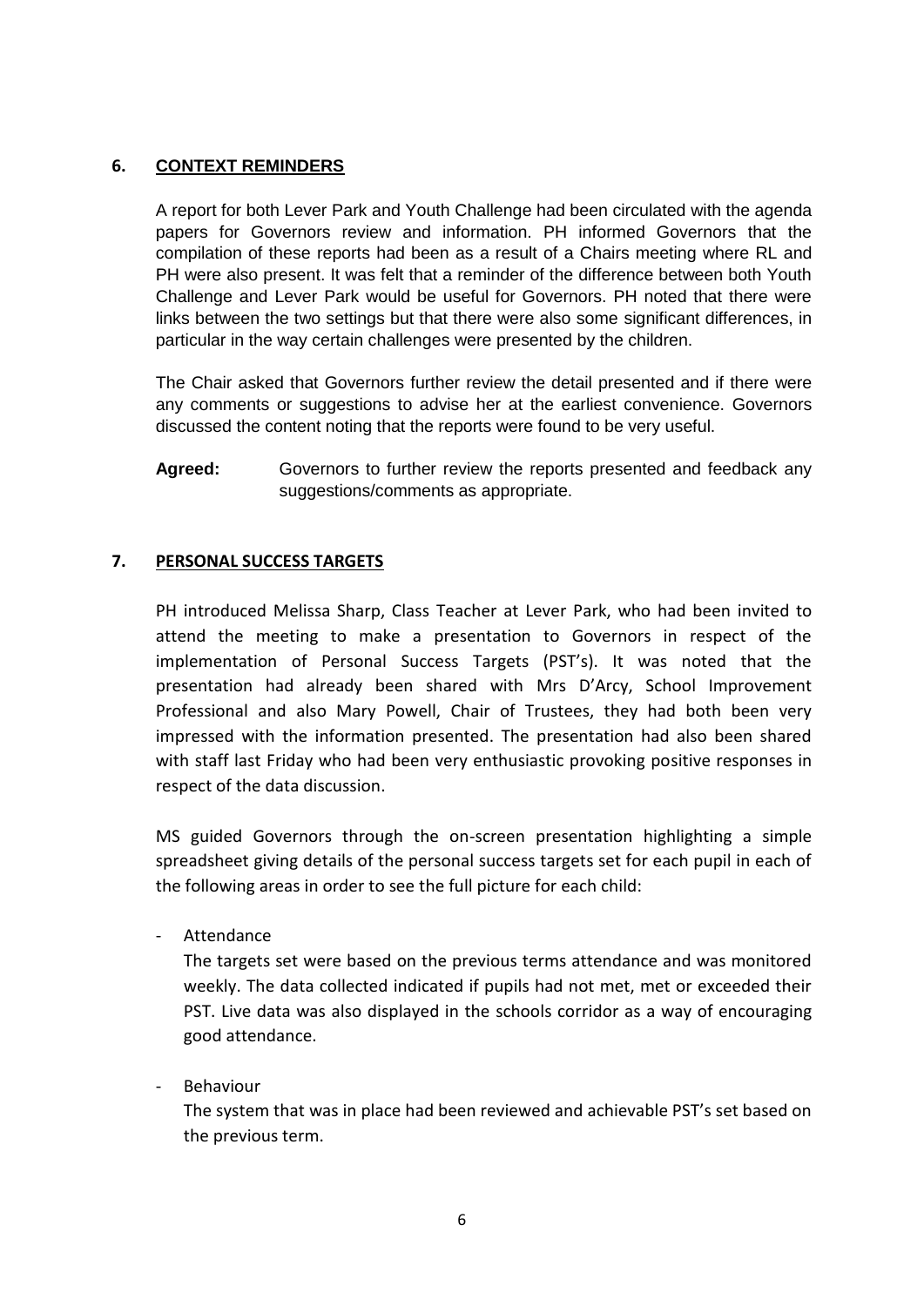## 6. CONTEXT REMINDERS

A report for both Lever Park and Youth Challenge had been circulated with the agenda papers for Governors review and information. PH informed Governors that the compilation of these reports had been as a result of a Chairs meeting where RL and PH were also present. It was felt that a reminder of the difference between both Youth Challenge and Lever Park would be useful for Governors. PH noted that there were links between the two settings but that there were also some significant differences, in particular in the way certain challenges were presented by the children.

The Chair asked that Governors further review the detail presented and if there were any comments or suggestions to advise her at the earliest convenience. Governors discussed the content noting that the reports were found to be very useful.

**Agreed:** Governors to further review the reports presented and feedback any suggestions/comments as appropriate.

## 7. PERSONAL SUCCESS TARGETS

PH introduced Melissa Sharp, Class Teacher at Lever Park, who had been invited to attend the meeting to make a presentation to Governors in respect of the implementation of Personal Success Targets (PST's). It was noted that the presentation had already been shared with Mrs D'Arcy, School Improvement Professional and also Mary Powell, Chair of Trustees, they had both been very impressed with the information presented. The presentation had also been shared with staff last Friday who had been very enthusiastic provoking positive responses in respect of the data discussion.

MS guided Governors through the on-screen presentation highlighting a simple spreadsheet giving details of the personal success targets set for each pupil in each of the following areas in order to see the full picture for each child:

- Attendance

  The targets set were based on the previous terms attendance and was monitored weekly. The data collected indicated if pupils had not met, met or exceeded their PST. Live data was also displayed in the schools corridor as a way of encouraging good attendance.

- Behaviour

  The system that was in place had been reviewed and achievable PST's set based on the previous term.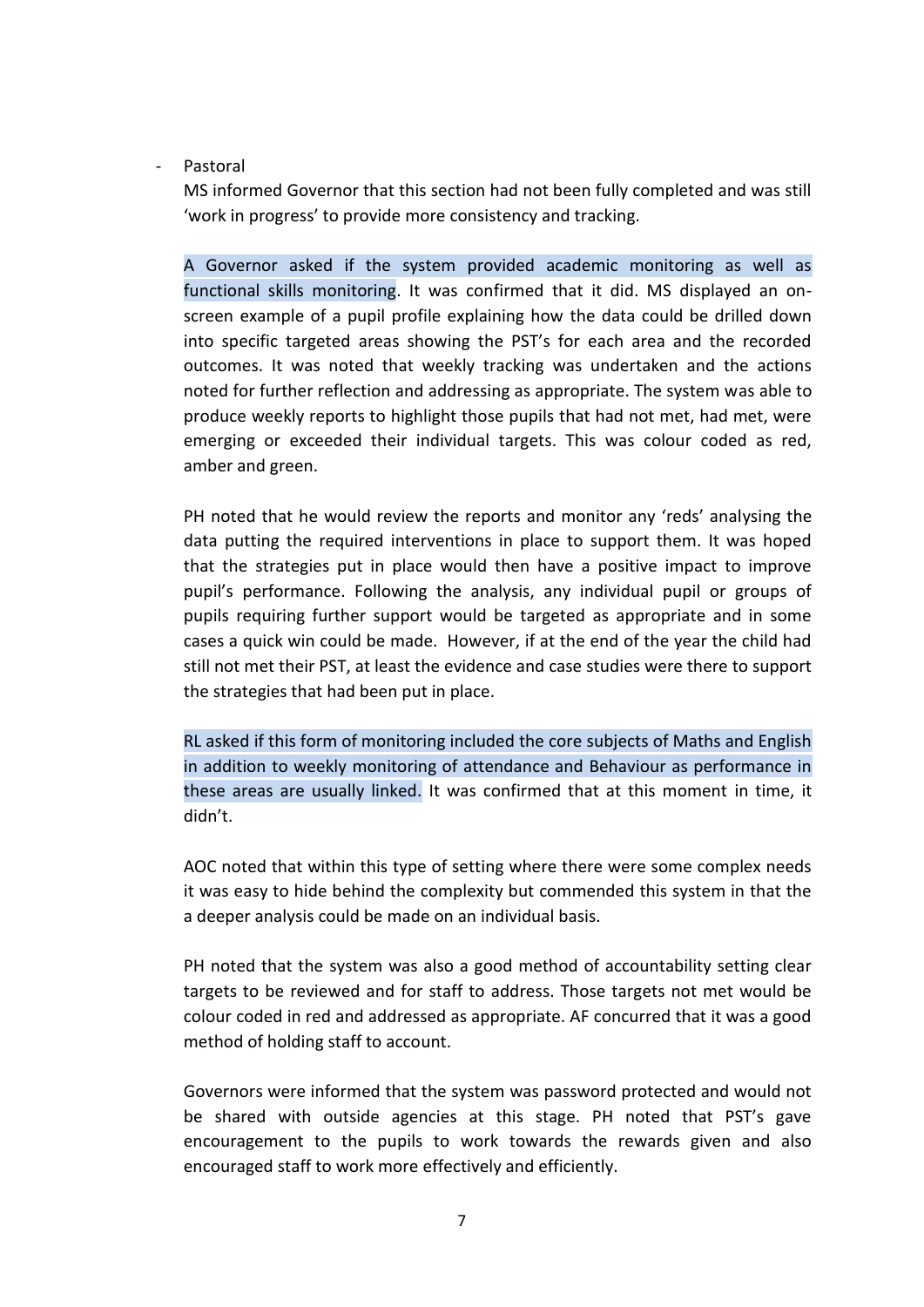- Pastoral

  MS informed Governor that this section had not been fully completed and was still 'work in progress' to provide more consistency and tracking.

  A Governor asked if the system provided academic monitoring as well as functional skills monitoring. It was confirmed that it did. MS displayed an on-screen example of a pupil profile explaining how the data could be drilled down into specific targeted areas showing the PST's for each area and the recorded outcomes. It was noted that weekly tracking was undertaken and the actions noted for further reflection and addressing as appropriate. The system was able to produce weekly reports to highlight those pupils that had not met, had met, were emerging or exceeded their individual targets. This was colour coded as red, amber and green.

  PH noted that he would review the reports and monitor any 'reds' analysing the data putting the required interventions in place to support them. It was hoped that the strategies put in place would then have a positive impact to improve pupil's performance. Following the analysis, any individual pupil or groups of pupils requiring further support would be targeted as appropriate and in some cases a quick win could be made. However, if at the end of the year the child had still not met their PST, at least the evidence and case studies were there to support the strategies that had been put in place.

  RL asked if this form of monitoring included the core subjects of Maths and English in addition to weekly monitoring of attendance and Behaviour as performance in these areas are usually linked. It was confirmed that at this moment in time, it didn't.

  AOC noted that within this type of setting where there were some complex needs it was easy to hide behind the complexity but commended this system in that the a deeper analysis could be made on an individual basis.

  PH noted that the system was also a good method of accountability setting clear targets to be reviewed and for staff to address. Those targets not met would be colour coded in red and addressed as appropriate. AF concurred that it was a good method of holding staff to account.

  Governors were informed that the system was password protected and would not be shared with outside agencies at this stage. PH noted that PST's gave encouragement to the pupils to work towards the rewards given and also encouraged staff to work more effectively and efficiently.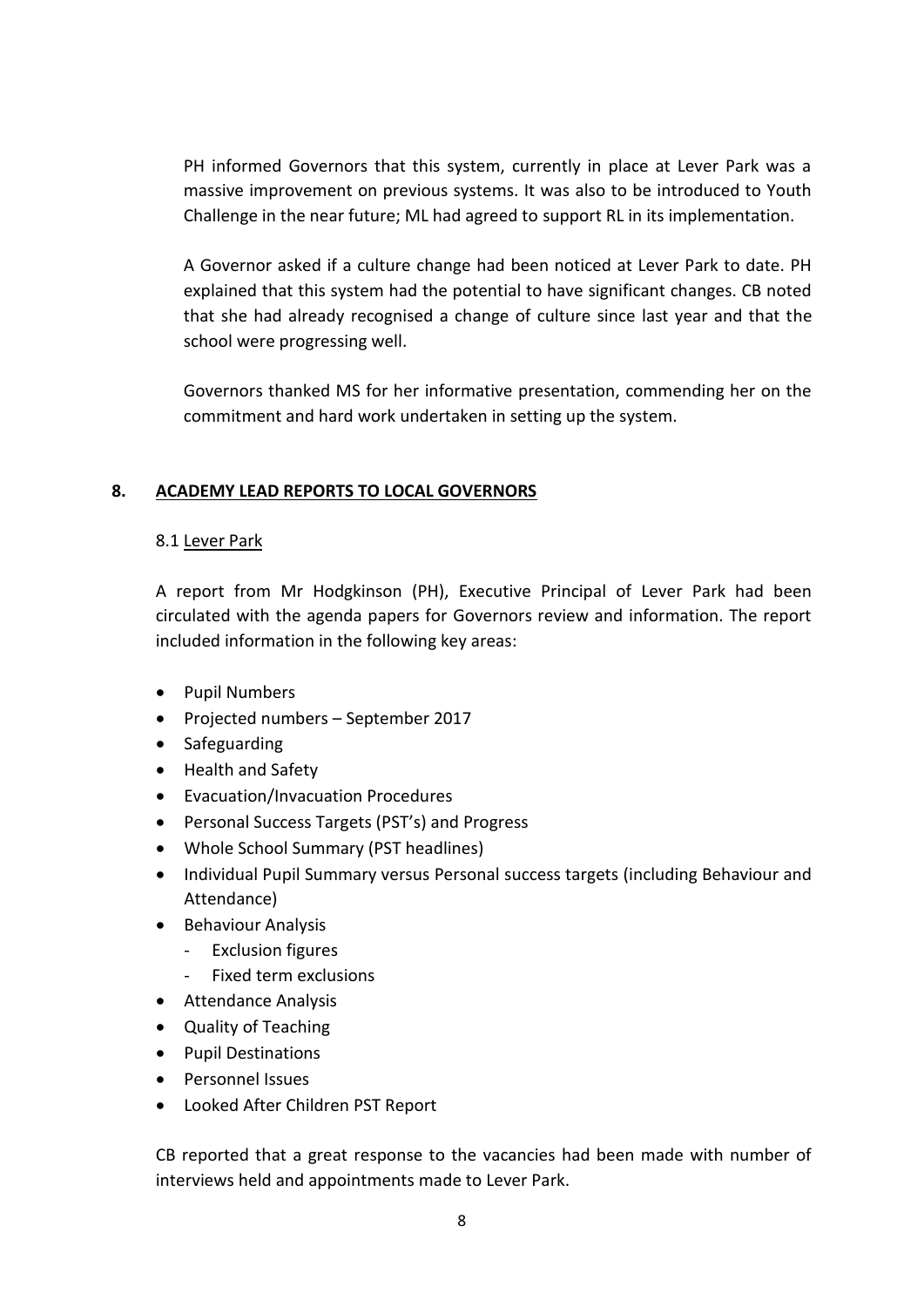PH informed Governors that this system, currently in place at Lever Park was a massive improvement on previous systems. It was also to be introduced to Youth Challenge in the near future; ML had agreed to support RL in its implementation.

A Governor asked if a culture change had been noticed at Lever Park to date. PH explained that this system had the potential to have significant changes. CB noted that she had already recognised a change of culture since last year and that the school were progressing well.

Governors thanked MS for her informative presentation, commending her on the commitment and hard work undertaken in setting up the system.

## 8. ACADEMY LEAD REPORTS TO LOCAL GOVERNORS

### 8.1 Lever Park

A report from Mr Hodgkinson (PH), Executive Principal of Lever Park had been circulated with the agenda papers for Governors review and information. The report included information in the following key areas:

- Pupil Numbers
- Projected numbers – September 2017
- Safeguarding
- Health and Safety
- Evacuation/Invacuation Procedures
- Personal Success Targets (PST's) and Progress
- Whole School Summary (PST headlines)
- Individual Pupil Summary versus Personal success targets (including Behaviour and Attendance)
- Behaviour Analysis
  - Exclusion figures
  - Fixed term exclusions
- Attendance Analysis
- Quality of Teaching
- Pupil Destinations
- Personnel Issues
- Looked After Children PST Report

CB reported that a great response to the vacancies had been made with number of interviews held and appointments made to Lever Park.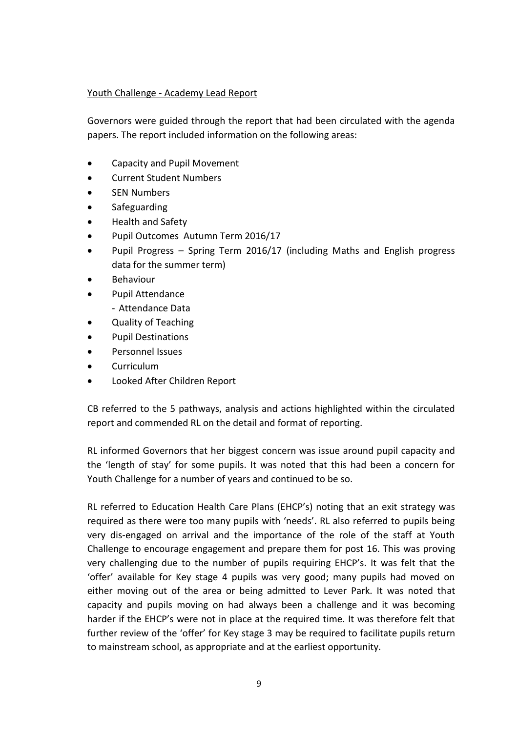Youth Challenge - Academy Lead Report

Governors were guided through the report that had been circulated with the agenda papers. The report included information on the following areas:

- Capacity and Pupil Movement
- Current Student Numbers
- SEN Numbers
- Safeguarding
- Health and Safety
- Pupil Outcomes Autumn Term 2016/17
- Pupil Progress – Spring Term 2016/17 (including Maths and English progress data for the summer term)
- Behaviour
- Pupil Attendance
  - Attendance Data
- Quality of Teaching
- Pupil Destinations
- Personnel Issues
- Curriculum
- Looked After Children Report

CB referred to the 5 pathways, analysis and actions highlighted within the circulated report and commended RL on the detail and format of reporting.

RL informed Governors that her biggest concern was issue around pupil capacity and the 'length of stay' for some pupils. It was noted that this had been a concern for Youth Challenge for a number of years and continued to be so.

RL referred to Education Health Care Plans (EHCP's) noting that an exit strategy was required as there were too many pupils with 'needs'. RL also referred to pupils being very dis-engaged on arrival and the importance of the role of the staff at Youth Challenge to encourage engagement and prepare them for post 16. This was proving very challenging due to the number of pupils requiring EHCP's. It was felt that the 'offer' available for Key stage 4 pupils was very good; many pupils had moved on either moving out of the area or being admitted to Lever Park. It was noted that capacity and pupils moving on had always been a challenge and it was becoming harder if the EHCP's were not in place at the required time. It was therefore felt that further review of the 'offer' for Key stage 3 may be required to facilitate pupils return to mainstream school, as appropriate and at the earliest opportunity.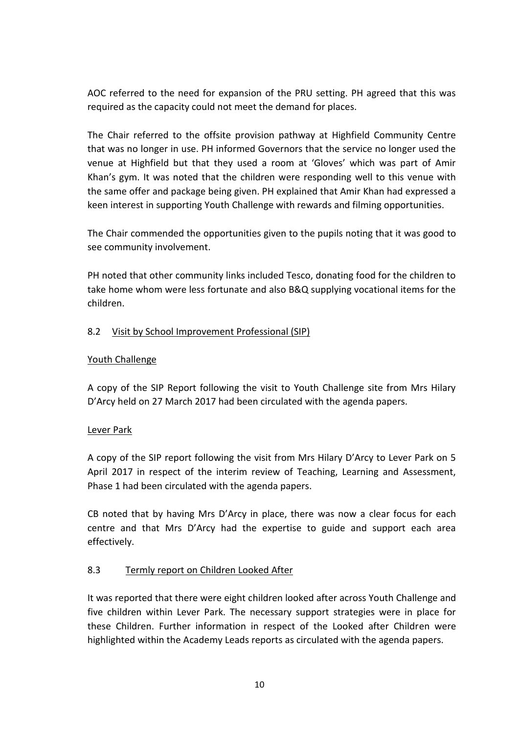AOC referred to the need for expansion of the PRU setting. PH agreed that this was required as the capacity could not meet the demand for places.

The Chair referred to the offsite provision pathway at Highfield Community Centre that was no longer in use. PH informed Governors that the service no longer used the venue at Highfield but that they used a room at 'Gloves' which was part of Amir Khan's gym. It was noted that the children were responding well to this venue with the same offer and package being given. PH explained that Amir Khan had expressed a keen interest in supporting Youth Challenge with rewards and filming opportunities.

The Chair commended the opportunities given to the pupils noting that it was good to see community involvement.

PH noted that other community links included Tesco, donating food for the children to take home whom were less fortunate and also B&Q supplying vocational items for the children.

8.2 Visit by School Improvement Professional (SIP)

Youth Challenge

A copy of the SIP Report following the visit to Youth Challenge site from Mrs Hilary D'Arcy held on 27 March 2017 had been circulated with the agenda papers.

Lever Park

A copy of the SIP report following the visit from Mrs Hilary D'Arcy to Lever Park on 5 April 2017 in respect of the interim review of Teaching, Learning and Assessment, Phase 1 had been circulated with the agenda papers.

CB noted that by having Mrs D'Arcy in place, there was now a clear focus for each centre and that Mrs D'Arcy had the expertise to guide and support each area effectively.

8.3 Termly report on Children Looked After

It was reported that there were eight children looked after across Youth Challenge and five children within Lever Park. The necessary support strategies were in place for these Children. Further information in respect of the Looked after Children were highlighted within the Academy Leads reports as circulated with the agenda papers.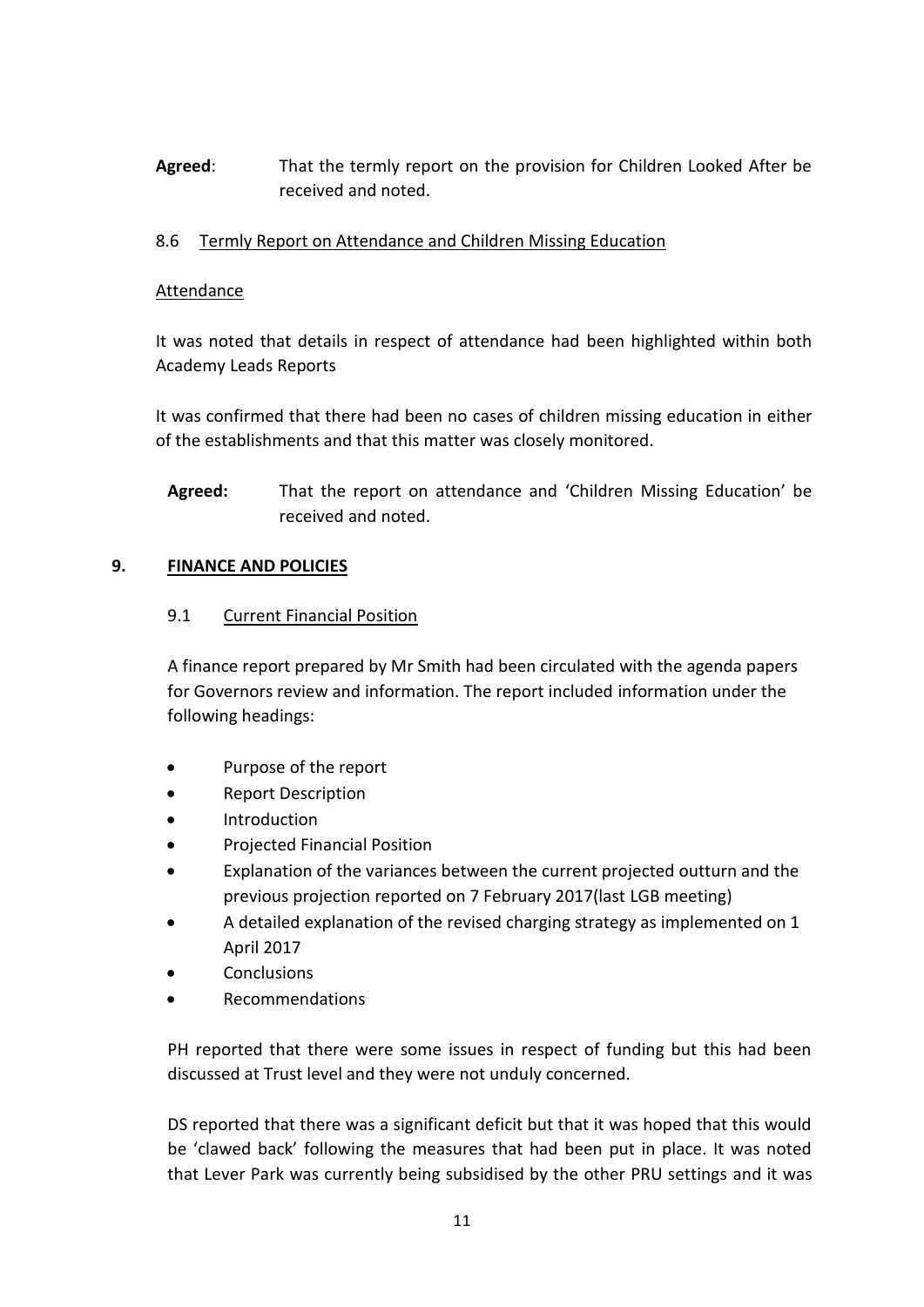**Agreed**: That the termly report on the provision for Children Looked After be received and noted.

8.6 Termly Report on Attendance and Children Missing Education

Attendance

It was noted that details in respect of attendance had been highlighted within both Academy Leads Reports

It was confirmed that there had been no cases of children missing education in either of the establishments and that this matter was closely monitored.

**Agreed:** That the report on attendance and 'Children Missing Education' be received and noted.

## 9. FINANCE AND POLICIES

9.1 Current Financial Position

A finance report prepared by Mr Smith had been circulated with the agenda papers for Governors review and information. The report included information under the following headings:

- Purpose of the report
- Report Description
- Introduction
- Projected Financial Position
- Explanation of the variances between the current projected outturn and the previous projection reported on 7 February 2017(last LGB meeting)
- A detailed explanation of the revised charging strategy as implemented on 1 April 2017
- Conclusions
- Recommendations

PH reported that there were some issues in respect of funding but this had been discussed at Trust level and they were not unduly concerned.

DS reported that there was a significant deficit but that it was hoped that this would be 'clawed back' following the measures that had been put in place. It was noted that Lever Park was currently being subsidised by the other PRU settings and it was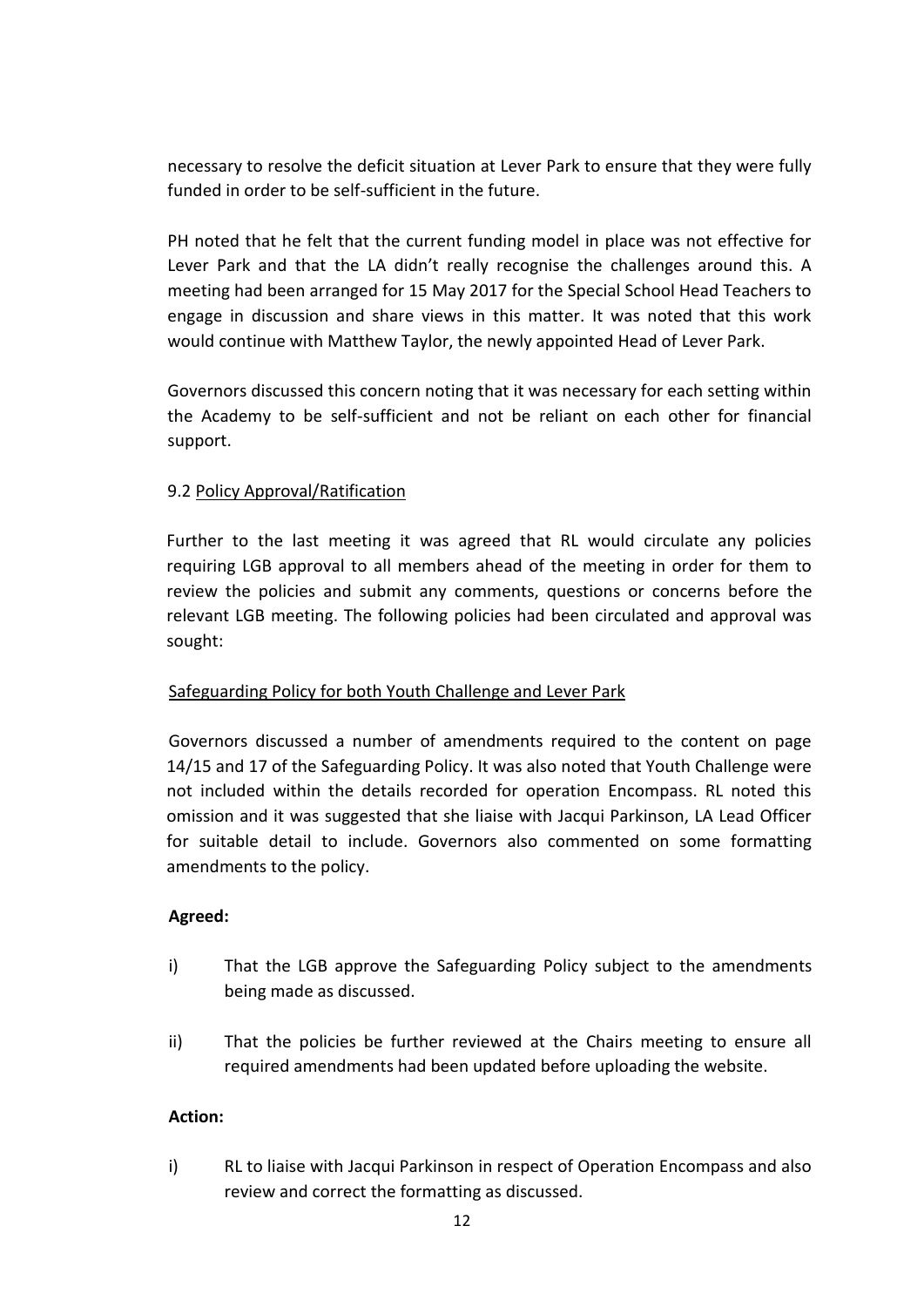necessary to resolve the deficit situation at Lever Park to ensure that they were fully funded in order to be self-sufficient in the future.

PH noted that he felt that the current funding model in place was not effective for Lever Park and that the LA didn't really recognise the challenges around this. A meeting had been arranged for 15 May 2017 for the Special School Head Teachers to engage in discussion and share views in this matter. It was noted that this work would continue with Matthew Taylor, the newly appointed Head of Lever Park.

Governors discussed this concern noting that it was necessary for each setting within the Academy to be self-sufficient and not be reliant on each other for financial support.

9.2 Policy Approval/Ratification

Further to the last meeting it was agreed that RL would circulate any policies requiring LGB approval to all members ahead of the meeting in order for them to review the policies and submit any comments, questions or concerns before the relevant LGB meeting. The following policies had been circulated and approval was sought:

Safeguarding Policy for both Youth Challenge and Lever Park

Governors discussed a number of amendments required to the content on page 14/15 and 17 of the Safeguarding Policy. It was also noted that Youth Challenge were not included within the details recorded for operation Encompass. RL noted this omission and it was suggested that she liaise with Jacqui Parkinson, LA Lead Officer for suitable detail to include. Governors also commented on some formatting amendments to the policy.

**Agreed:**

i) That the LGB approve the Safeguarding Policy subject to the amendments being made as discussed.

ii) That the policies be further reviewed at the Chairs meeting to ensure all required amendments had been updated before uploading the website.

**Action:**

i) RL to liaise with Jacqui Parkinson in respect of Operation Encompass and also review and correct the formatting as discussed.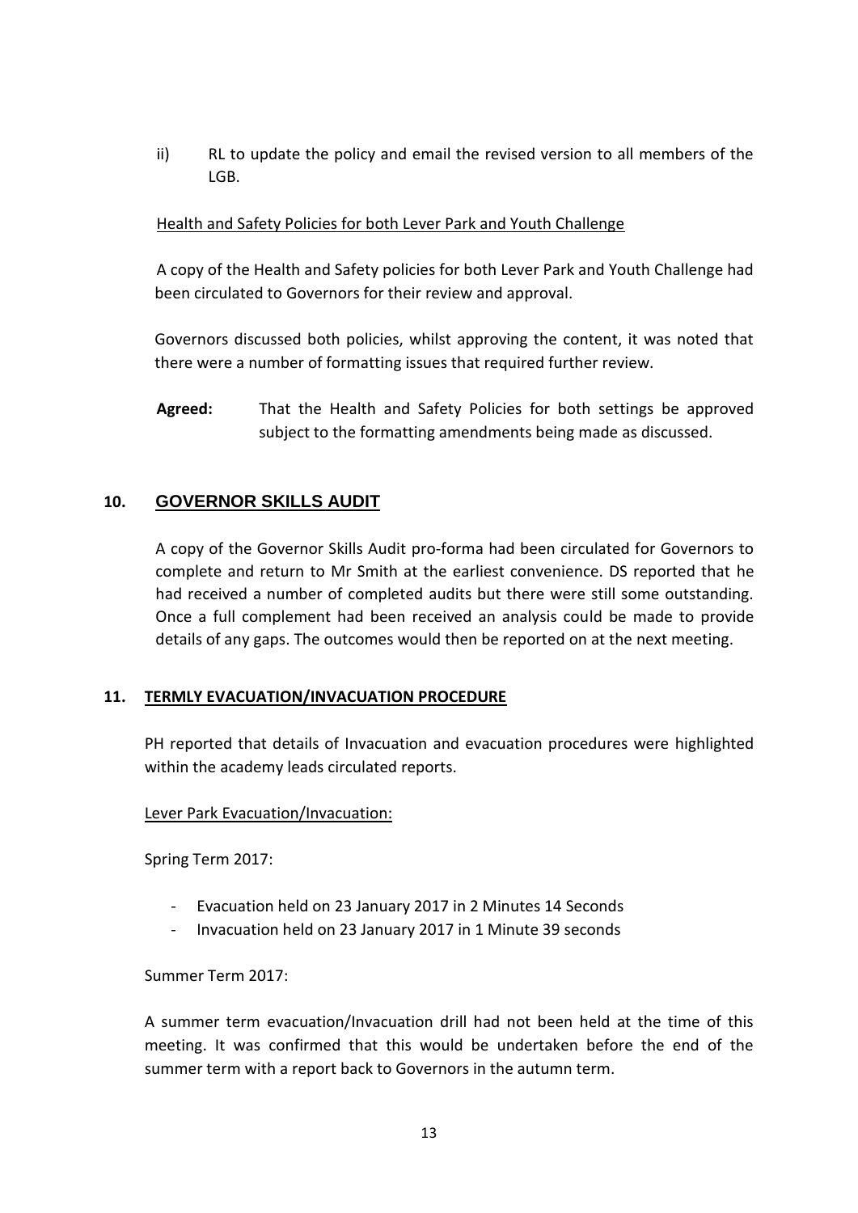ii) RL to update the policy and email the revised version to all members of the LGB.

Health and Safety Policies for both Lever Park and Youth Challenge

A copy of the Health and Safety policies for both Lever Park and Youth Challenge had been circulated to Governors for their review and approval.

Governors discussed both policies, whilst approving the content, it was noted that there were a number of formatting issues that required further review.

**Agreed:** That the Health and Safety Policies for both settings be approved subject to the formatting amendments being made as discussed.

## 10. GOVERNOR SKILLS AUDIT

A copy of the Governor Skills Audit pro-forma had been circulated for Governors to complete and return to Mr Smith at the earliest convenience. DS reported that he had received a number of completed audits but there were still some outstanding. Once a full complement had been received an analysis could be made to provide details of any gaps. The outcomes would then be reported on at the next meeting.

## 11. TERMLY EVACUATION/INVACUATION PROCEDURE

PH reported that details of Invacuation and evacuation procedures were highlighted within the academy leads circulated reports.

Lever Park Evacuation/Invacuation:

Spring Term 2017:

- Evacuation held on 23 January 2017 in 2 Minutes 14 Seconds
- Invacuation held on 23 January 2017 in 1 Minute 39 seconds

Summer Term 2017:

A summer term evacuation/Invacuation drill had not been held at the time of this meeting. It was confirmed that this would be undertaken before the end of the summer term with a report back to Governors in the autumn term.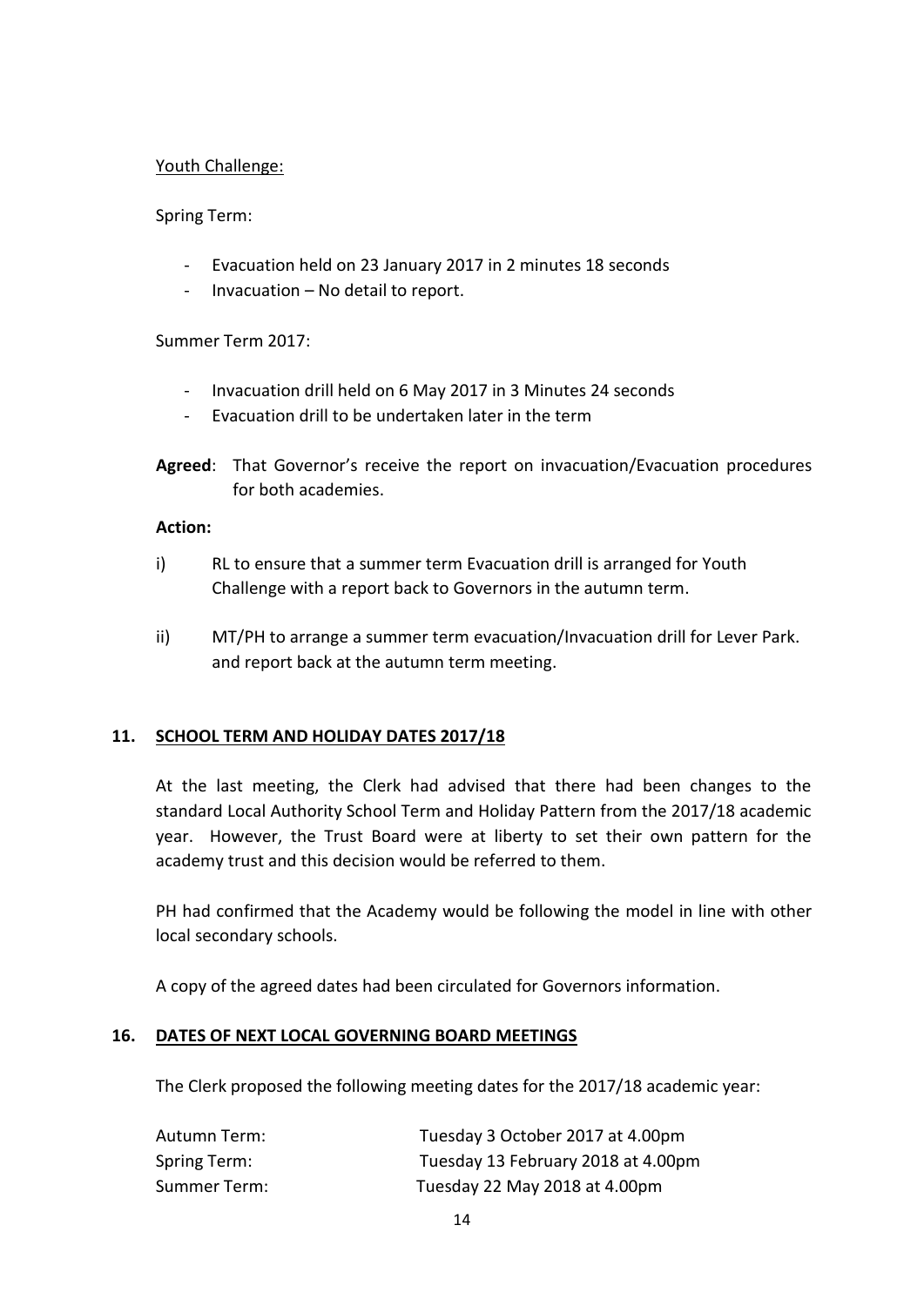Youth Challenge:

Spring Term:

- Evacuation held on 23 January 2017 in 2 minutes 18 seconds
- Invacuation – No detail to report.

Summer Term 2017:

- Invacuation drill held on 6 May 2017 in 3 Minutes 24 seconds
- Evacuation drill to be undertaken later in the term

**Agreed**: That Governor's receive the report on invacuation/Evacuation procedures for both academies.

**Action:**

i) RL to ensure that a summer term Evacuation drill is arranged for Youth Challenge with a report back to Governors in the autumn term.

ii) MT/PH to arrange a summer term evacuation/Invacuation drill for Lever Park. and report back at the autumn term meeting.

## 11. SCHOOL TERM AND HOLIDAY DATES 2017/18

At the last meeting, the Clerk had advised that there had been changes to the standard Local Authority School Term and Holiday Pattern from the 2017/18 academic year. However, the Trust Board were at liberty to set their own pattern for the academy trust and this decision would be referred to them.

PH had confirmed that the Academy would be following the model in line with other local secondary schools.

A copy of the agreed dates had been circulated for Governors information.

## 16. DATES OF NEXT LOCAL GOVERNING BOARD MEETINGS

The Clerk proposed the following meeting dates for the 2017/18 academic year:

| | |
|---|---|
| Autumn Term: | Tuesday 3 October 2017 at 4.00pm |
| Spring Term: | Tuesday 13 February 2018 at 4.00pm |
| Summer Term: | Tuesday 22 May 2018 at 4.00pm |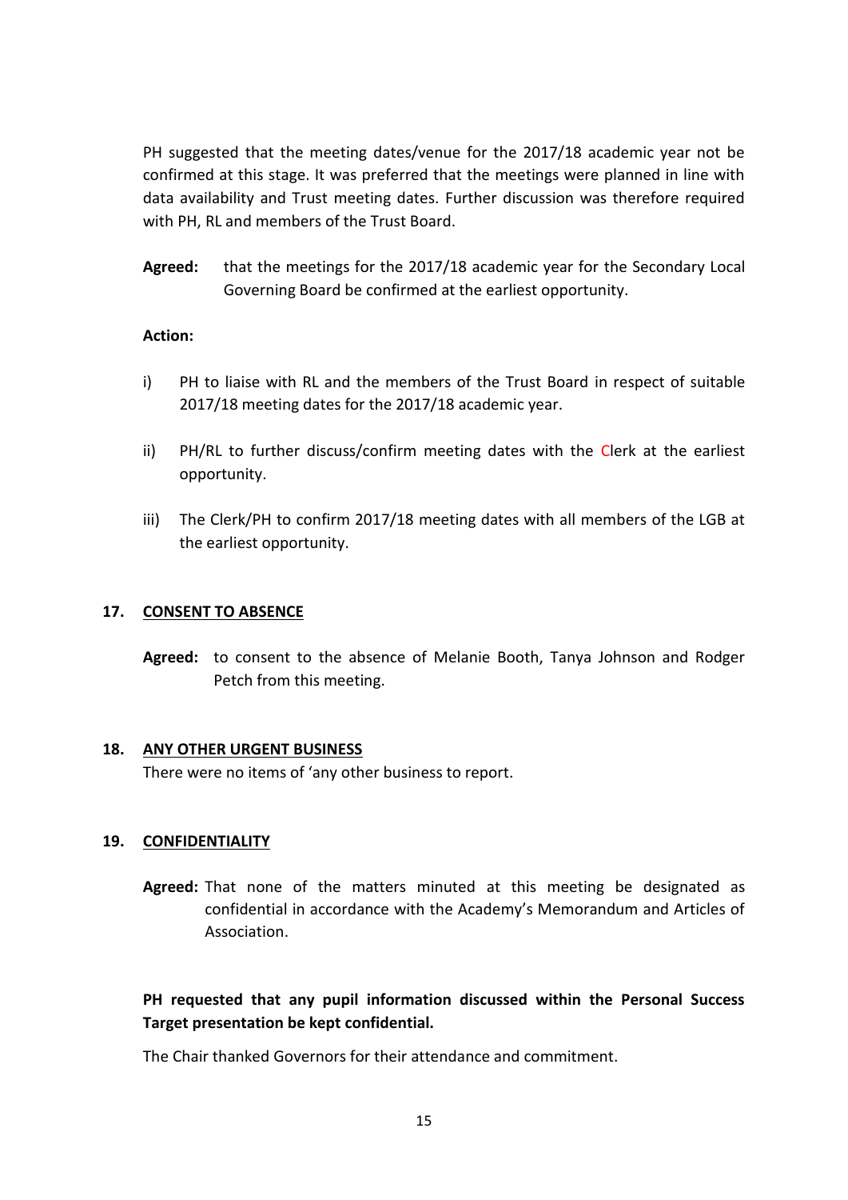PH suggested that the meeting dates/venue for the 2017/18 academic year not be confirmed at this stage. It was preferred that the meetings were planned in line with data availability and Trust meeting dates. Further discussion was therefore required with PH, RL and members of the Trust Board.

**Agreed:** that the meetings for the 2017/18 academic year for the Secondary Local Governing Board be confirmed at the earliest opportunity.

**Action:**

i) PH to liaise with RL and the members of the Trust Board in respect of suitable 2017/18 meeting dates for the 2017/18 academic year.

ii) PH/RL to further discuss/confirm meeting dates with the Clerk at the earliest opportunity.

iii) The Clerk/PH to confirm 2017/18 meeting dates with all members of the LGB at the earliest opportunity.

**17. CONSENT TO ABSENCE**

**Agreed:** to consent to the absence of Melanie Booth, Tanya Johnson and Rodger Petch from this meeting.

**18. ANY OTHER URGENT BUSINESS**

There were no items of 'any other business to report.

**19. CONFIDENTIALITY**

**Agreed:** That none of the matters minuted at this meeting be designated as confidential in accordance with the Academy's Memorandum and Articles of Association.

**PH requested that any pupil information discussed within the Personal Success Target presentation be kept confidential.**

The Chair thanked Governors for their attendance and commitment.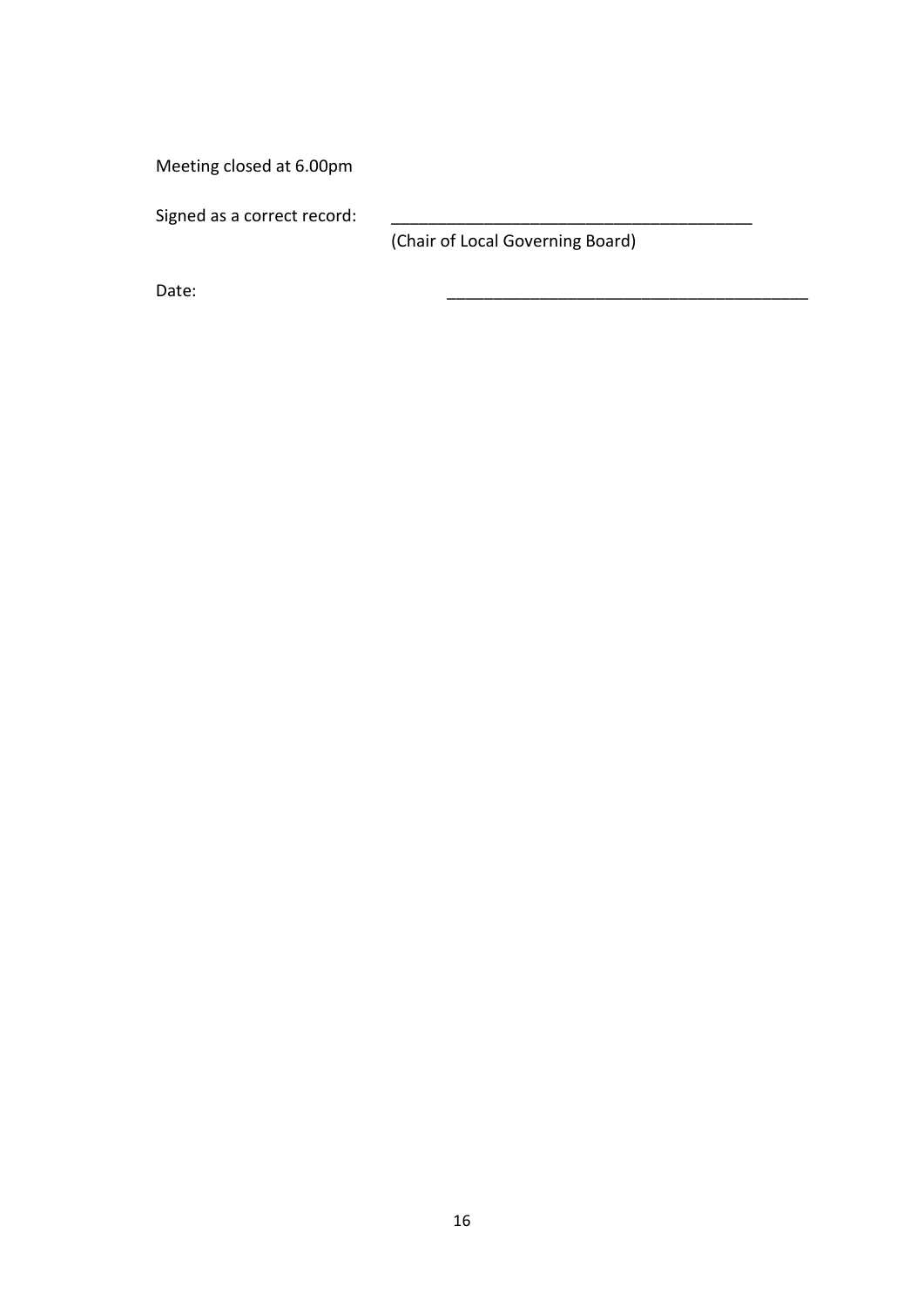Meeting closed at 6.00pm

Signed as a correct record: ________________________________________
(Chair of Local Governing Board)

Date: ________________________________________